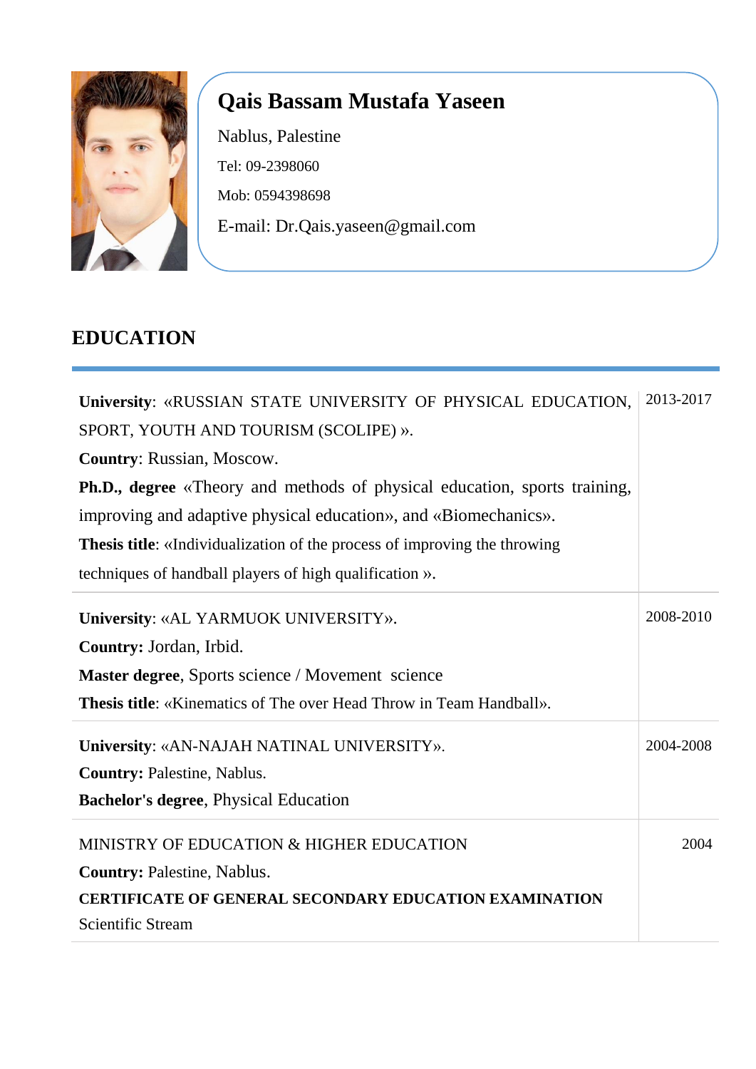# Qais Bassam Mustafa Yaseen

Nablus, Palestine

Tel: 09-2398060

Mob: 0594398698

E-mail: Dr.Qais.yaseen@gmail.com

## EDUCATION

| | |
|---|---|
| **University**: «RUSSIAN STATE UNIVERSITY OF PHYSICAL EDUCATION, SPORT, YOUTH AND TOURISM (SCOLIPE) ».<br>**Country**: Russian, Moscow.<br>**Ph.D., degree** «Theory and methods of physical education, sports training, improving and adaptive physical education», and «Biomechanics».<br>**Thesis title**: «Individualization of the process of improving the throwing techniques of handball players of high qualification ». | 2013-2017 |
| **University**: «AL YARMUOK UNIVERSITY».<br>**Country:** Jordan, Irbid.<br>**Master degree**, Sports science / Movement science<br>**Thesis title**: «Kinematics of The over Head Throw in Team Handball». | 2008-2010 |
| **University**: «AN-NAJAH NATINAL UNIVERSITY».<br>**Country:** Palestine, Nablus.<br>**Bachelor's degree**, Physical Education | 2004-2008 |
| MINISTRY OF EDUCATION & HIGHER EDUCATION<br>**Country:** Palestine, Nablus.<br>**CERTIFICATE OF GENERAL SECONDARY EDUCATION EXAMINATION**<br>Scientific Stream | 2004 |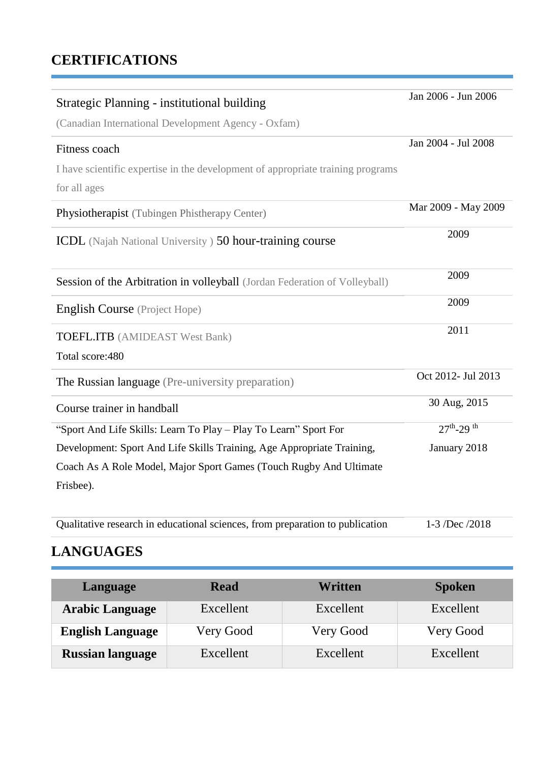## CERTIFICATIONS

| | |
|---|---|
| Strategic Planning - institutional building<br>(Canadian International Development Agency - Oxfam) | Jan 2006 - Jun 2006 |
| Fitness coach<br>I have scientific expertise in the development of appropriate training programs for all ages | Jan 2004 - Jul 2008 |
| Physiotherapist (Tubingen Phisthterapy Center) | Mar 2009 - May 2009 |
| ICDL (Najah National University ) 50 hour-training course | 2009 |
| Session of the Arbitration in volleyball (Jordan Federation of Volleyball) | 2009 |
| English Course (Project Hope) | 2009 |
| TOEFL.ITB (AMIDEAST West Bank)<br>Total score:480 | 2011 |
| The Russian language (Pre-university preparation) | Oct 2012- Jul 2013 |
| Course trainer in handball | 30 Aug, 2015 |
| "Sport And Life Skills: Learn To Play – Play To Learn" Sport For Development: Sport And Life Skills Training, Age Appropriate Training, Coach As A Role Model, Major Sport Games (Touch Rugby And Ultimate Frisbee). | 27th-29 th January 2018 |
| Qualitative research in educational sciences, from preparation to publication | 1-3 /Dec /2018 |

## LANGUAGES

| Language | Read | Written | Spoken |
|---|---|---|---|
| **Arabic Language** | Excellent | Excellent | Excellent |
| **English Language** | Very Good | Very Good | Very Good |
| **Russian language** | Excellent | Excellent | Excellent |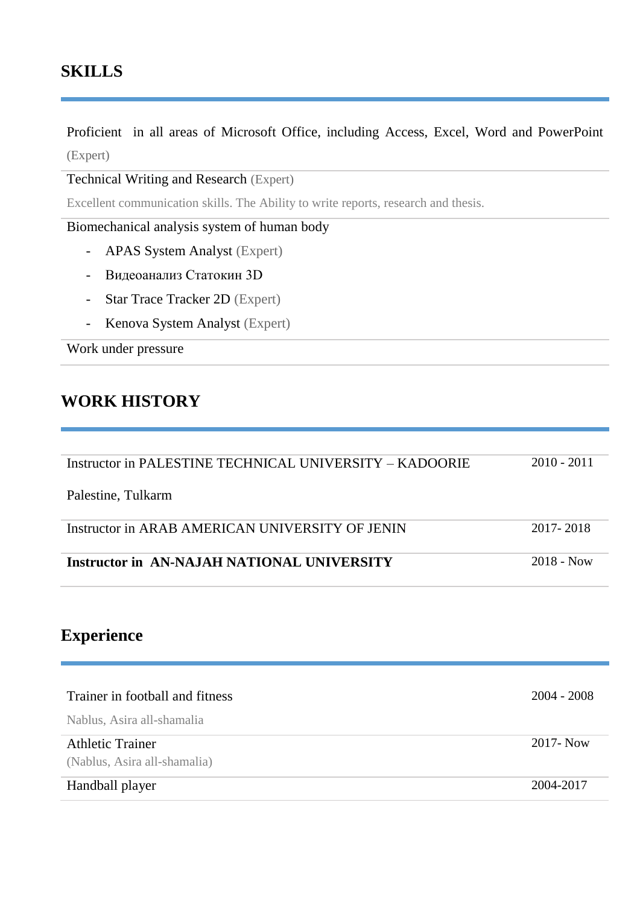## SKILLS

Proficient in all areas of Microsoft Office, including Access, Excel, Word and PowerPoint (Expert)

Technical Writing and Research (Expert)

Excellent communication skills. The Ability to write reports, research and thesis.

Biomechanical analysis system of human body

- APAS System Analyst (Expert)
- Видеоанализ Статокин 3D
- Star Trace Tracker 2D (Expert)
- Kenova System Analyst (Expert)

Work under pressure

## WORK HISTORY

| | |
|---|---|
| Instructor in PALESTINE TECHNICAL UNIVERSITY – KADOORIE<br>Palestine, Tulkarm | 2010 - 2011 |
| Instructor in ARAB AMERICAN UNIVERSITY OF JENIN | 2017- 2018 |
| **Instructor in AN-NAJAH NATIONAL UNIVERSITY** | 2018 - Now |

## Experience

| | |
|---|---|
| Trainer in football and fitness<br>Nablus, Asira all-shamalia | 2004 - 2008 |
| Athletic Trainer<br>(Nablus, Asira all-shamalia) | 2017- Now |
| Handball player | 2004-2017 |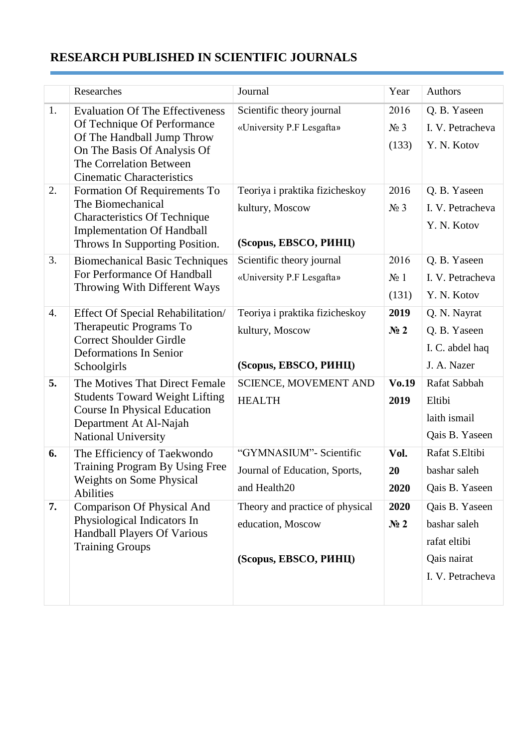## RESEARCH PUBLISHED IN SCIENTIFIC JOURNALS

| | Researches | Journal | Year | Authors |
|---|---|---|---|---|
| 1. | Evaluation Of The Effectiveness Of Technique Of Performance Of The Handball Jump Throw On The Basis Of Analysis Of The Correlation Between Cinematic Characteristics | Scientific theory journal «University P.F Lesgafta» | 2016 № 3 (133) | Q. B. Yaseen I. V. Petracheva Y. N. Kotov |
| 2. | Formation Of Requirements To The Biomechanical Characteristics Of Technique Implementation Of Handball Throws In Supporting Position. | Teoriya i praktika fizicheskoy kultury, Moscow **(Scopus, EBSCO, РИНЦ)** | 2016 № 3 | Q. B. Yaseen I. V. Petracheva Y. N. Kotov |
| 3. | Biomechanical Basic Techniques For Performance Of Handball Throwing With Different Ways | Scientific theory journal «University P.F Lesgafta» | 2016 № 1 (131) | Q. B. Yaseen I. V. Petracheva Y. N. Kotov |
| 4. | Effect Of Special Rehabilitation/ Therapeutic Programs To Correct Shoulder Girdle Deformations In Senior Schoolgirls | Teoriya i praktika fizicheskoy kultury, Moscow **(Scopus, EBSCO, РИНЦ)** | **2019 № 2** | Q. N. Nayrat Q. B. Yaseen I. C. abdel haq J. A. Nazer |
| **5.** | The Motives That Direct Female Students Toward Weight Lifting Course In Physical Education Department At Al-Najah National University | SCIENCE, MOVEMENT AND HEALTH | **Vo.19 2019** | Rafat Sabbah Eltibi laith ismail Qais B. Yaseen |
| **6.** | The Efficiency of Taekwondo Training Program By Using Free Weights on Some Physical Abilities | "GYMNASIUM"- Scientific Journal of Education, Sports, and Health20 | **Vol. 20 2020** | Rafat S.Eltibi bashar saleh Qais B. Yaseen |
| **7.** | Comparison Of Physical And Physiological Indicators In Handball Players Of Various Training Groups | Theory and practice of physical education, Moscow **(Scopus, EBSCO, РИНЦ)** | **2020 № 2** | Qais B. Yaseen bashar saleh rafat eltibi Qais nairat I. V. Petracheva |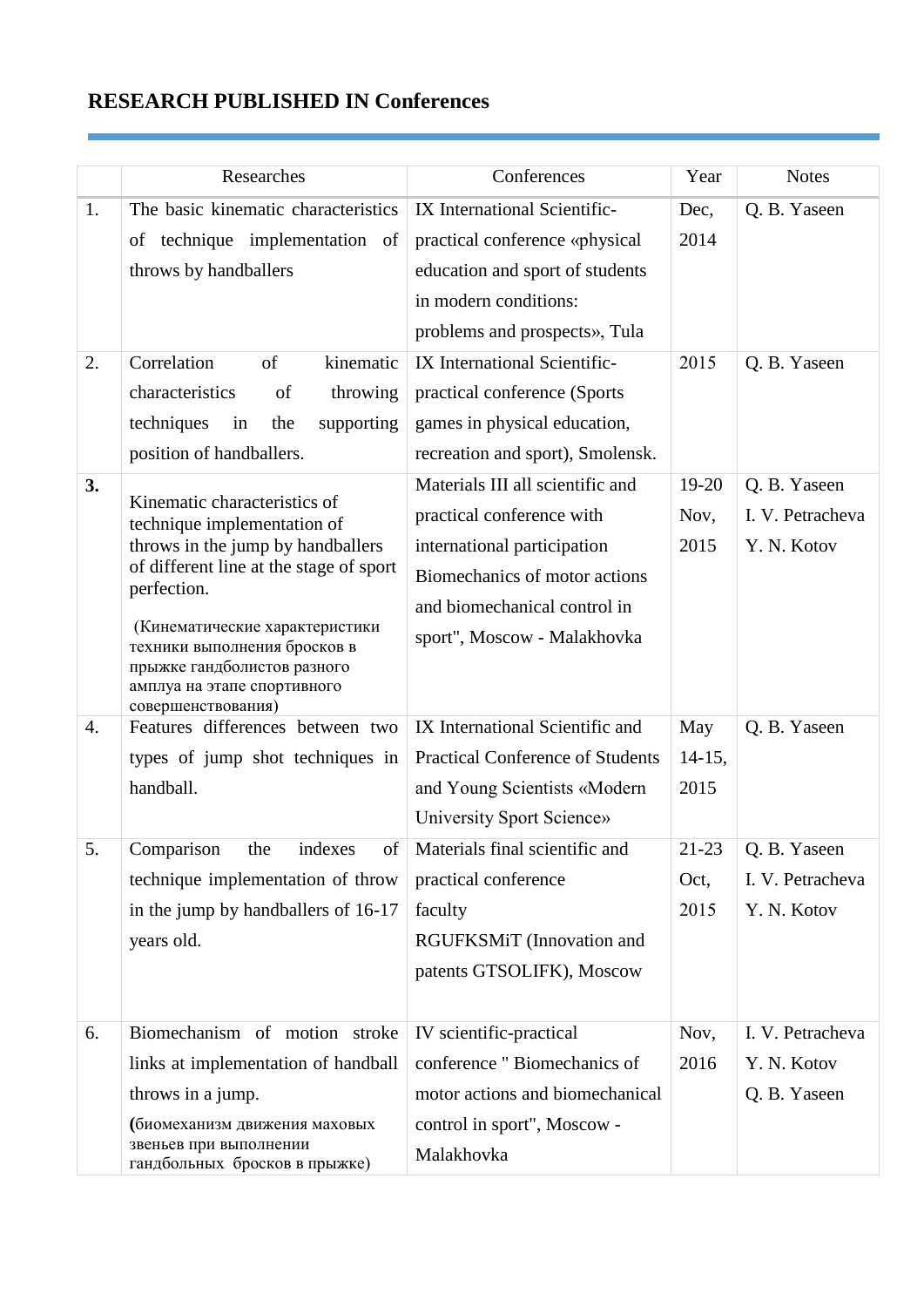## RESEARCH PUBLISHED IN Conferences

| | Researches | Conferences | Year | Notes |
|---|---|---|---|---|
| 1. | The basic kinematic characteristics of technique implementation of throws by handballers | IX International Scientific-practical conference «physical education and sport of students in modern conditions: problems and prospects», Tula | Dec, 2014 | Q. B. Yaseen |
| 2. | Correlation of kinematic characteristics of throwing techniques in the supporting position of handballers. | IX International Scientific-practical conference (Sports games in physical education, recreation and sport), Smolensk. | 2015 | Q. B. Yaseen |
| **3.** | Kinematic characteristics of technique implementation of throws in the jump by handballers of different line at the stage of sport perfection. (Кинематические характеристики техники выполнения бросков в прыжке гандболистов разного амплуа на этапе спортивного совершенствования) | Materials III all scientific and practical conference with international participation Biomechanics of motor actions and biomechanical control in sport", Moscow - Malakhovka | 19-20 Nov, 2015 | Q. B. Yaseen I. V. Petracheva Y. N. Kotov |
| 4. | Features differences between two types of jump shot techniques in handball. | IX International Scientific and Practical Conference of Students and Young Scientists «Modern University Sport Science» | May 14-15, 2015 | Q. B. Yaseen |
| 5. | Comparison the indexes of technique implementation of throw in the jump by handballers of 16-17 years old. | Materials final scientific and practical conference faculty RGUFKSMiT (Innovation and patents GTSOLIFK), Moscow | 21-23 Oct, 2015 | Q. B. Yaseen I. V. Petracheva Y. N. Kotov |
| 6. | Biomechanism of motion stroke links at implementation of handball throws in a jump. (биомеханизм движения маховых звеньев при выполнении гандбольных бросков в прыжке) | IV scientific-practical conference " Biomechanics of motor actions and biomechanical control in sport", Moscow - Malakhovka | Nov, 2016 | I. V. Petracheva Y. N. Kotov Q. B. Yaseen |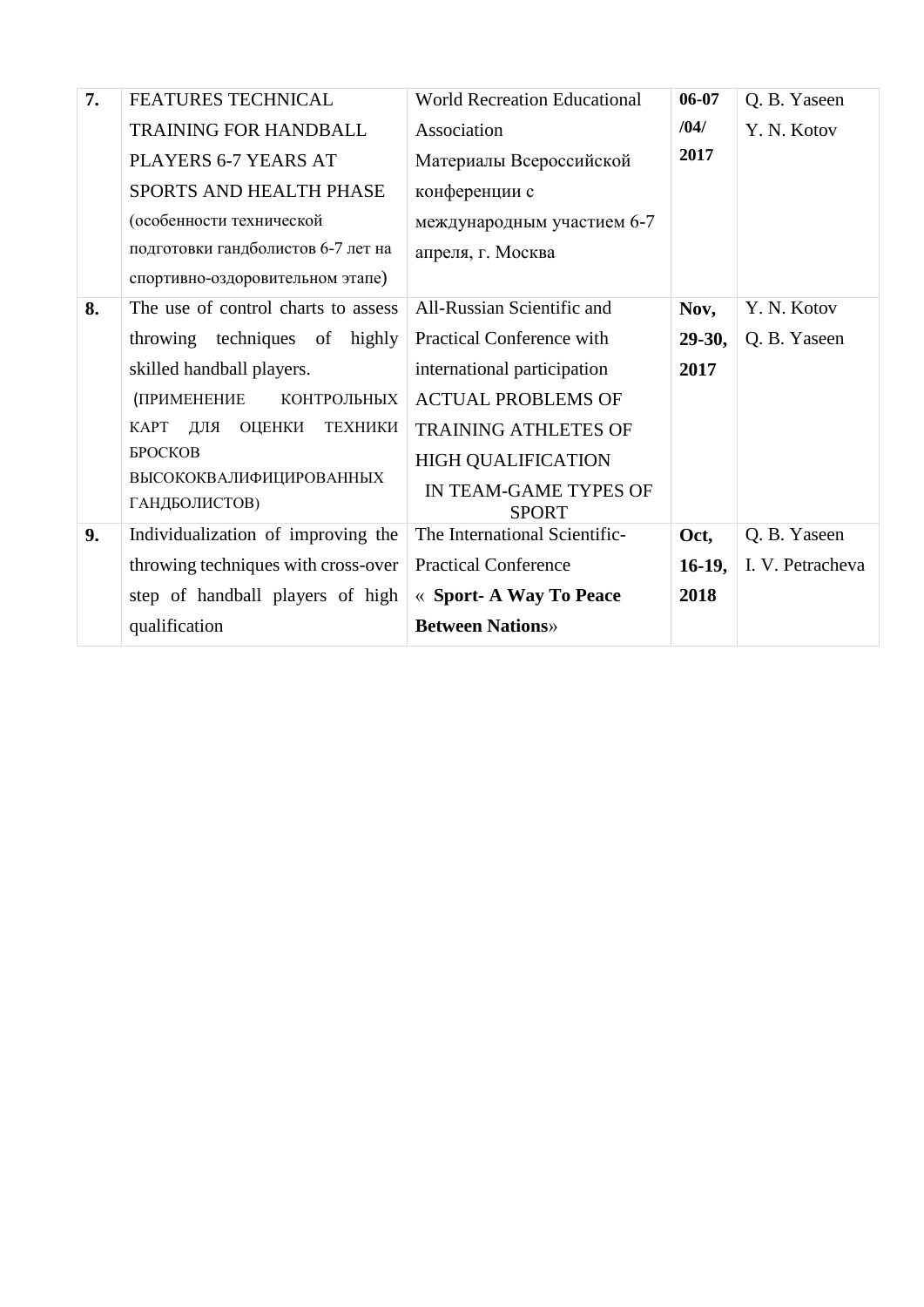| | | | | |
|---|---|---|---|---|
| **7.** | FEATURES TECHNICAL TRAINING FOR HANDBALL PLAYERS 6-7 YEARS AT SPORTS AND HEALTH PHASE (особенности технической подготовки гандболистов 6-7 лет на спортивно-оздоровительном этапе) | World Recreation Educational Association Материалы Всероссийской конференции с международным участием 6-7 апреля, г. Москва | **06-07 /04/ 2017** | Q. B. Yaseen Y. N. Kotov |
| **8.** | The use of control charts to assess throwing techniques of highly skilled handball players. (ПРИМЕНЕНИЕ КОНТРОЛЬНЫХ КАРТ ДЛЯ ОЦЕНКИ ТЕХНИКИ БРОСКОВ ВЫСОКОКВАЛИФИЦИРОВАННЫХ ГАНДБОЛИСТОВ) | All-Russian Scientific and Practical Conference with international participation ACTUAL PROBLEMS OF TRAINING ATHLETES OF HIGH QUALIFICATION IN TEAM-GAME TYPES OF SPORT | **Nov, 29-30, 2017** | Y. N. Kotov Q. B. Yaseen |
| **9.** | Individualization of improving the throwing techniques with cross-over step of handball players of high qualification | The International Scientific-Practical Conference « **Sport- A Way To Peace Between Nations**» | **Oct, 16-19, 2018** | Q. B. Yaseen I. V. Petracheva |